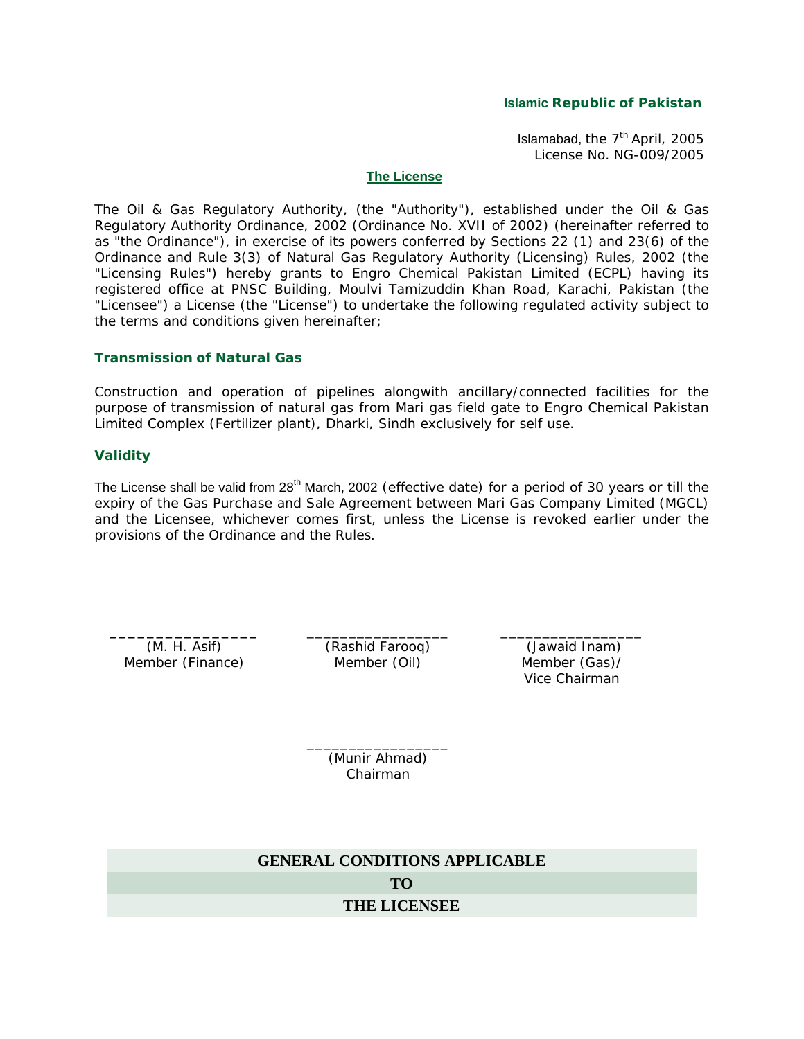**Islamic Republic of Pakistan**

Islamabad, the 7th April, 2005
License No. NG-009/2005

## The License

The Oil & Gas Regulatory Authority, (the "Authority"), established under the Oil & Gas Regulatory Authority Ordinance, 2002 (Ordinance No. XVII of 2002) (hereinafter referred to as "the Ordinance"), in exercise of its powers conferred by Sections 22 (1) and 23(6) of the Ordinance and Rule 3(3) of Natural Gas Regulatory Authority (Licensing) Rules, 2002 (the "Licensing Rules") hereby grants to Engro Chemical Pakistan Limited (ECPL) having its registered office at PNSC Building, Moulvi Tamizuddin Khan Road, Karachi, Pakistan (the "Licensee") a License (the "License") to undertake the following regulated activity subject to the terms and conditions given hereinafter;

### Transmission of Natural Gas

Construction and operation of pipelines alongwith ancillary/connected facilities for the purpose of transmission of natural gas from Mari gas field gate to Engro Chemical Pakistan Limited Complex (Fertilizer plant), Dharki, Sindh exclusively for self use.

### Validity

The License shall be valid from 28th March, 2002 (effective date) for a period of 30 years or till the expiry of the Gas Purchase and Sale Agreement between Mari Gas Company Limited (MGCL) and the Licensee, whichever comes first, unless the License is revoked earlier under the provisions of the Ordinance and the Rules.

| ________________ | ________________ | ________________ |
|---|---|---|
| (M. H. Asif) Member (Finance) | (Rashid Farooq) Member (Oil) | (Jawaid Inam) Member (Gas)/ Vice Chairman |

________________
(Munir Ahmad)
Chairman

## GENERAL CONDITIONS APPLICABLE TO THE LICENSEE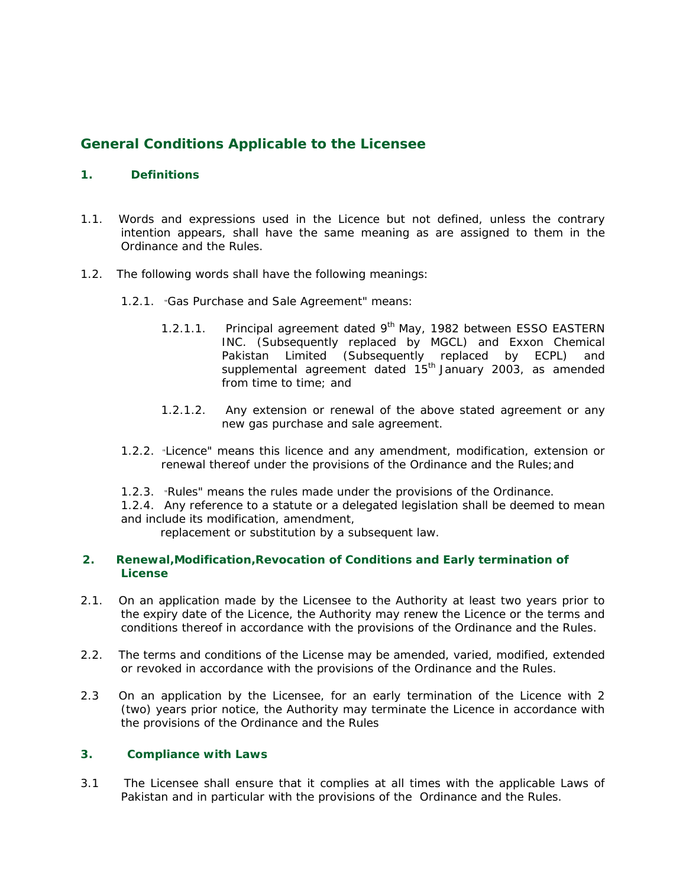## General Conditions Applicable to the Licensee

### 1. Definitions

1.1. Words and expressions used in the Licence but not defined, unless the contrary intention appears, shall have the same meaning as are assigned to them in the Ordinance and the Rules.

1.2. The following words shall have the following meanings:

1.2.1. "Gas Purchase and Sale Agreement" means:

1.2.1.1. Principal agreement dated 9th May, 1982 between ESSO EASTERN INC. (Subsequently replaced by MGCL) and Exxon Chemical Pakistan Limited (Subsequently replaced by ECPL) and supplemental agreement dated 15th January 2003, as amended from time to time; and

1.2.1.2. Any extension or renewal of the above stated agreement or any new gas purchase and sale agreement.

1.2.2. "Licence" means this licence and any amendment, modification, extension or renewal thereof under the provisions of the Ordinance and the Rules; and

1.2.3. "Rules" means the rules made under the provisions of the Ordinance.

1.2.4. Any reference to a statute or a delegated legislation shall be deemed to mean and include its modification, amendment, replacement or substitution by a subsequent law.

### 2. Renewal,Modification,Revocation of Conditions and Early termination of License

2.1. On an application made by the Licensee to the Authority at least two years prior to the expiry date of the Licence, the Authority may renew the Licence or the terms and conditions thereof in accordance with the provisions of the Ordinance and the Rules.

2.2. The terms and conditions of the License may be amended, varied, modified, extended or revoked in accordance with the provisions of the Ordinance and the Rules.

2.3 On an application by the Licensee, for an early termination of the Licence with 2 (two) years prior notice, the Authority may terminate the Licence in accordance with the provisions of the Ordinance and the Rules

### 3. Compliance with Laws

3.1 The Licensee shall ensure that it complies at all times with the applicable Laws of Pakistan and in particular with the provisions of the Ordinance and the Rules.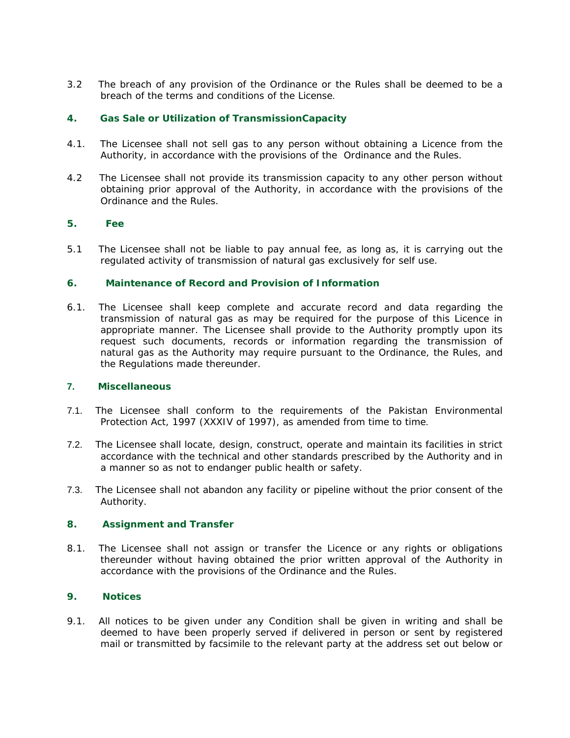3.2 The breach of any provision of the Ordinance or the Rules shall be deemed to be a breach of the terms and conditions of the License.

### 4. Gas Sale or Utilization of TransmissionCapacity

4.1. The Licensee shall not sell gas to any person without obtaining a Licence from the Authority, in accordance with the provisions of the Ordinance and the Rules.

4.2 The Licensee shall not provide its transmission capacity to any other person without obtaining prior approval of the Authority, in accordance with the provisions of the Ordinance and the Rules.

### 5. Fee

5.1 The Licensee shall not be liable to pay annual fee, as long as, it is carrying out the regulated activity of transmission of natural gas exclusively for self use.

### 6. Maintenance of Record and Provision of Information

6.1. The Licensee shall keep complete and accurate record and data regarding the transmission of natural gas as may be required for the purpose of this Licence in appropriate manner. The Licensee shall provide to the Authority promptly upon its request such documents, records or information regarding the transmission of natural gas as the Authority may require pursuant to the Ordinance, the Rules, and the Regulations made thereunder.

### 7. Miscellaneous

7.1. The Licensee shall conform to the requirements of the Pakistan Environmental Protection Act, 1997 (XXXIV of 1997), as amended from time to time.

7.2. The Licensee shall locate, design, construct, operate and maintain its facilities in strict accordance with the technical and other standards prescribed by the Authority and in a manner so as not to endanger public health or safety.

7.3. The Licensee shall not abandon any facility or pipeline without the prior consent of the Authority.

### 8. Assignment and Transfer

8.1. The Licensee shall not assign or transfer the Licence or any rights or obligations thereunder without having obtained the prior written approval of the Authority in accordance with the provisions of the Ordinance and the Rules.

### 9. Notices

9.1. All notices to be given under any Condition shall be given in writing and shall be deemed to have been properly served if delivered in person or sent by registered mail or transmitted by facsimile to the relevant party at the address set out below or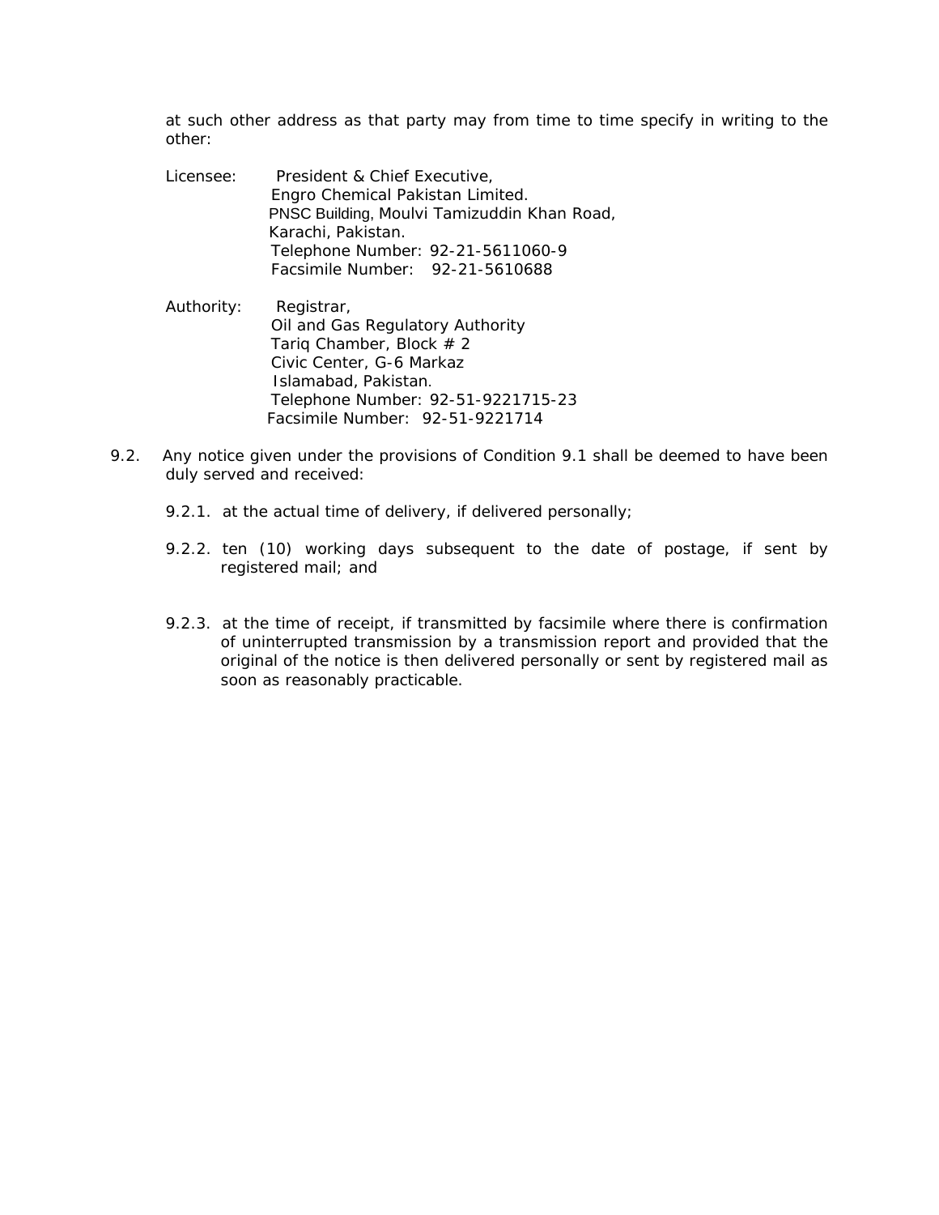at such other address as that party may from time to time specify in writing to the other:

Licensee: President & Chief Executive,
Engro Chemical Pakistan Limited.
PNSC Building, Moulvi Tamizuddin Khan Road,
Karachi, Pakistan.
Telephone Number: 92-21-5611060-9
Facsimile Number: 92-21-5610688

Authority: Registrar,
Oil and Gas Regulatory Authority
Tariq Chamber, Block # 2
Civic Center, G-6 Markaz
Islamabad, Pakistan.
Telephone Number: 92-51-9221715-23
Facsimile Number: 92-51-9221714

9.2. Any notice given under the provisions of Condition 9.1 shall be deemed to have been duly served and received:

9.2.1. at the actual time of delivery, if delivered personally;

9.2.2. ten (10) working days subsequent to the date of postage, if sent by registered mail; and

9.2.3. at the time of receipt, if transmitted by facsimile where there is confirmation of uninterrupted transmission by a transmission report and provided that the original of the notice is then delivered personally or sent by registered mail as soon as reasonably practicable.